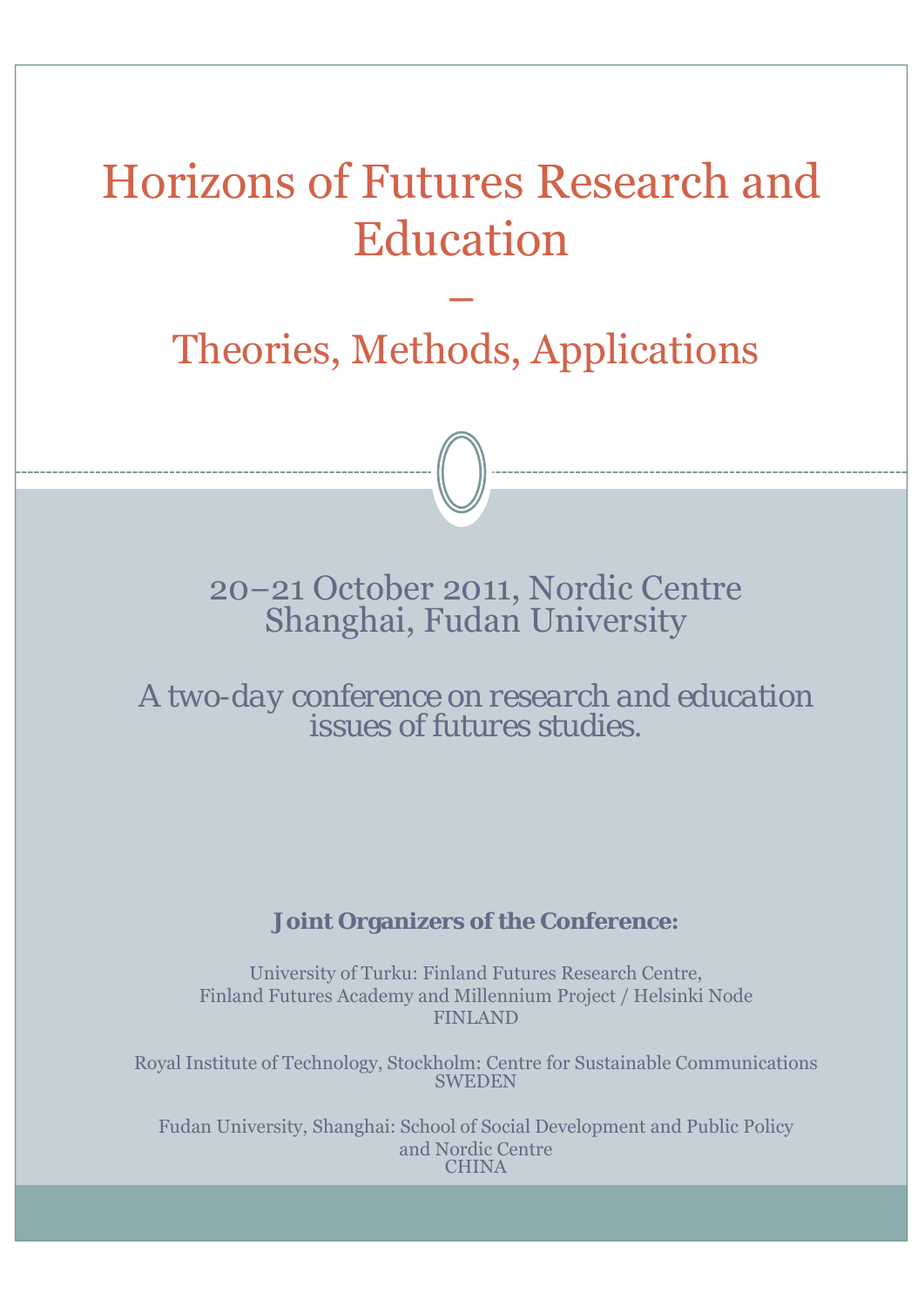# Horizons of Futures Research and Education

## –

## Theories, Methods, Applications

20–21 October 2011, Nordic Centre
Shanghai, Fudan University

A two-day conference on research and education issues of futures studies.

**Joint Organizers of the Conference:**

University of Turku: Finland Futures Research Centre,
Finland Futures Academy and Millennium Project / Helsinki Node
FINLAND

Royal Institute of Technology, Stockholm: Centre for Sustainable Communications
SWEDEN

Fudan University, Shanghai: School of Social Development and Public Policy
and Nordic Centre
CHINA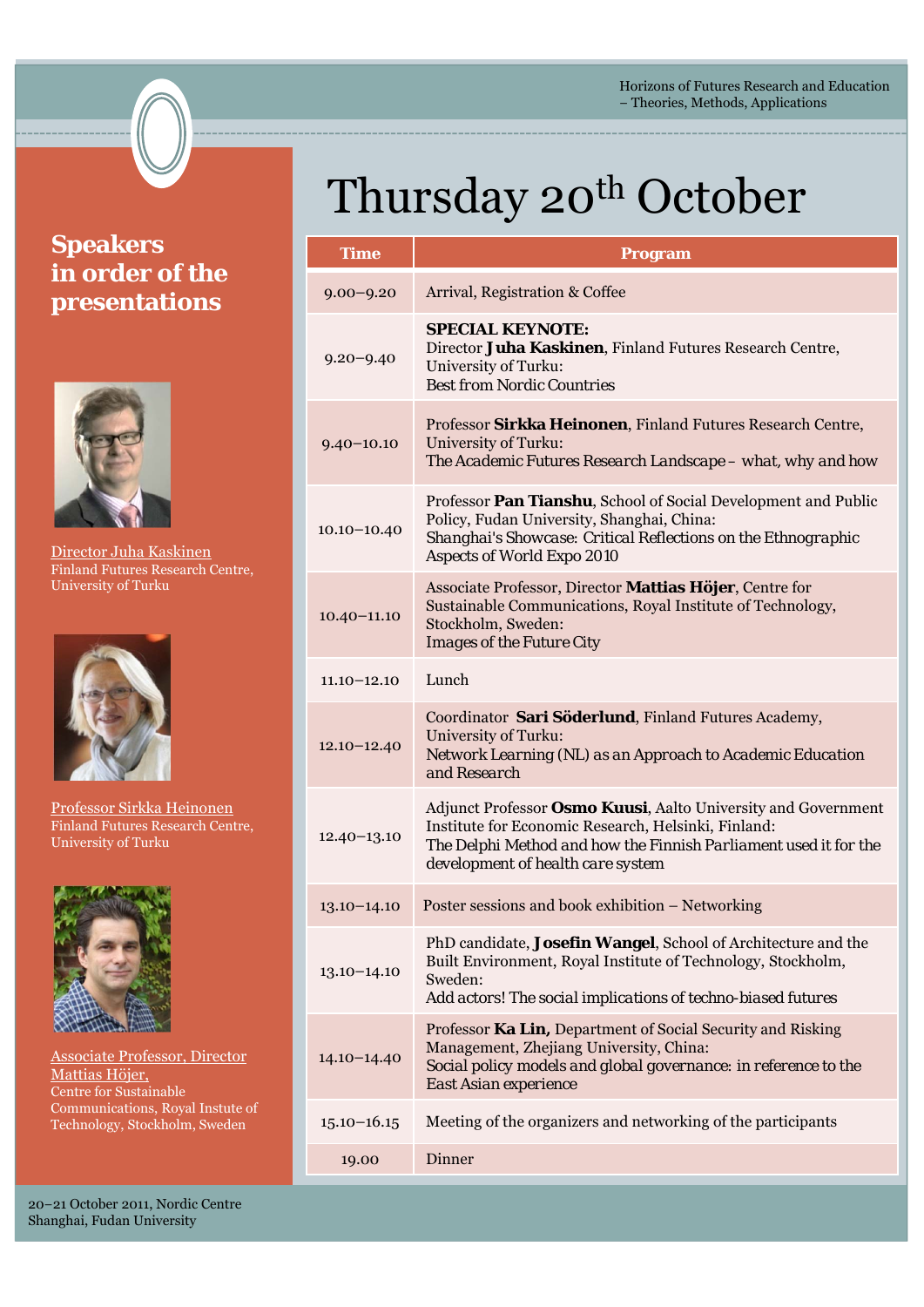# Thursday 20th October

## Speakers in order of the presentations

Director Juha Kaskinen
Finland Futures Research Centre, University of Turku

Professor Sirkka Heinonen
Finland Futures Research Centre, University of Turku

Associate Professor, Director Mattias Höjer,
Centre for Sustainable Communications, Royal Instute of Technology, Stockholm, Sweden

| Time | Program |
| --- | --- |
| 9.00–9.20 | Arrival, Registration & Coffee |
| 9.20–9.40 | **SPECIAL KEYNOTE:** Director **Juha Kaskinen**, Finland Futures Research Centre, University of Turku: Best from Nordic Countries |
| 9.40–10.10 | Professor **Sirkka Heinonen**, Finland Futures Research Centre, University of Turku: The Academic Futures Research Landscape – what, why and how |
| 10.10–10.40 | Professor **Pan Tianshu**, School of Social Development and Public Policy, Fudan University, Shanghai, China: Shanghai's Showcase: Critical Reflections on the Ethnographic Aspects of World Expo 2010 |
| 10.40–11.10 | Associate Professor, Director **Mattias Höjer**, Centre for Sustainable Communications, Royal Institute of Technology, Stockholm, Sweden: Images of the Future City |
| 11.10–12.10 | Lunch |
| 12.10–12.40 | Coordinator **Sari Söderlund**, Finland Futures Academy, University of Turku: Network Learning (NL) as an Approach to Academic Education and Research |
| 12.40–13.10 | Adjunct Professor **Osmo Kuusi**, Aalto University and Government Institute for Economic Research, Helsinki, Finland: The Delphi Method and how the Finnish Parliament used it for the development of health care system |
| 13.10–14.10 | Poster sessions and book exhibition – Networking |
| 13.10–14.10 | PhD candidate, **Josefin Wangel**, School of Architecture and the Built Environment, Royal Institute of Technology, Stockholm, Sweden: Add actors! The social implications of techno-biased futures |
| 14.10–14.40 | Professor **Ka Lin,** Department of Social Security and Risking Management, Zhejiang University, China: Social policy models and global governance: in reference to the East Asian experience |
| 15.10–16.15 | Meeting of the organizers and networking of the participants |
| 19.00 | Dinner |

20–21 October 2011, Nordic Centre
Shanghai, Fudan University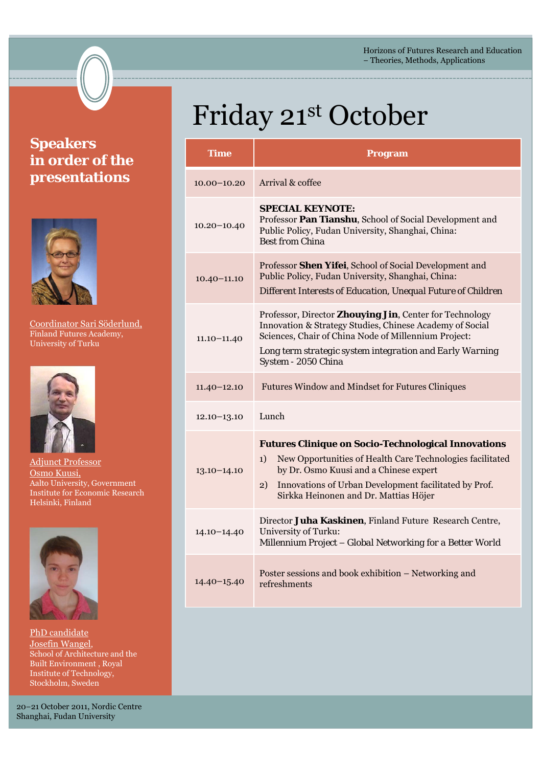# Friday 21st October

| Time | Program |
|---|---|
| 10.00–10.20 | Arrival & coffee |
| 10.20–10.40 | **SPECIAL KEYNOTE:** Professor **Pan Tianshu**, School of Social Development and Public Policy, Fudan University, Shanghai, China: Best from China |
| 10.40–11.10 | Professor **Shen Yifei**, School of Social Development and Public Policy, Fudan University, Shanghai, China: Different Interests of Education, Unequal Future of Children |
| 11.10–11.40 | Professor, Director **Zhouying Jin**, Center for Technology Innovation & Strategy Studies, Chinese Academy of Social Sciences, Chair of China Node of Millennium Project: Long term strategic system integration and Early Warning System - 2050 China |
| 11.40–12.10 | Futures Window and Mindset for Futures Cliniques |
| 12.10–13.10 | Lunch |
| 13.10–14.10 | **Futures Clinique on Socio-Technological Innovations** 1) New Opportunities of Health Care Technologies facilitated by Dr. Osmo Kuusi and a Chinese expert 2) Innovations of Urban Development facilitated by Prof. Sirkka Heinonen and Dr. Mattias Höjer |
| 14.10–14.40 | Director **Juha Kaskinen**, Finland Future Research Centre, University of Turku: Millennium Project – Global Networking for a Better World |
| 14.40–15.40 | Poster sessions and book exhibition – Networking and refreshments |

## Speakers in order of the presentations

Coordinator Sari Söderlund, Finland Futures Academy, University of Turku

Adjunct Professor Osmo Kuusi, Aalto University, Government Institute for Economic Research Helsinki, Finland

PhD candidate Josefin Wangel, School of Architecture and the Built Environment , Royal Institute of Technology, Stockholm, Sweden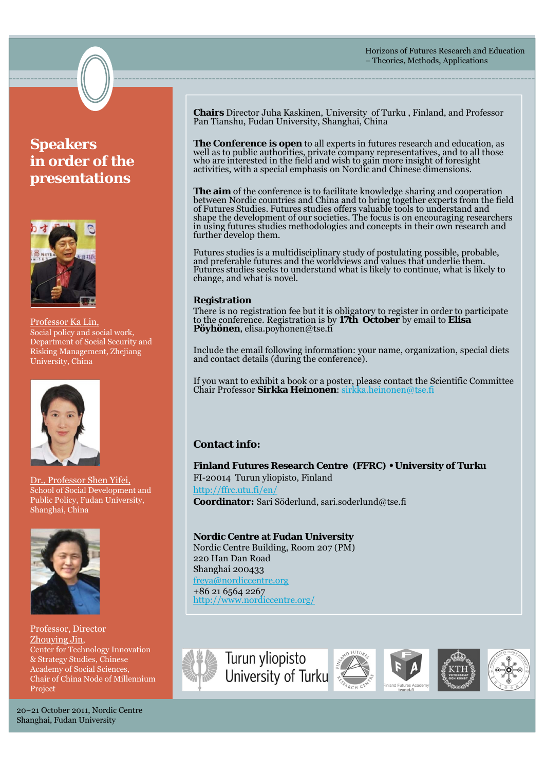Horizons of Futures Research and Education
– Theories, Methods, Applications

## Speakers in order of the presentations

Professor Ka Lin,
Social policy and social work, Department of Social Security and Risking Management, Zhejiang University, China

Dr., Professor Shen Yifei,
School of Social Development and Public Policy, Fudan University, Shanghai, China

Professor, Director Zhouying Jin,
Center for Technology Innovation & Strategy Studies, Chinese Academy of Social Sciences, Chair of China Node of Millennium Project

**Chairs** Director Juha Kaskinen, University of Turku , Finland, and Professor Pan Tianshu, Fudan University, Shanghai, China

**The Conference is open** to all experts in futures research and education, as well as to public authorities, private company representatives, and to all those who are interested in the field and wish to gain more insight of foresight activities, with a special emphasis on Nordic and Chinese dimensions.

**The aim** of the conference is to facilitate knowledge sharing and cooperation between Nordic countries and China and to bring together experts from the field of Futures Studies. Futures studies offers valuable tools to understand and shape the development of our societies. The focus is on encouraging researchers in using futures studies methodologies and concepts in their own research and further develop them.

Futures studies is a multidisciplinary study of postulating possible, probable, and preferable futures and the worldviews and values that underlie them. Futures studies seeks to understand what is likely to continue, what is likely to change, and what is novel.

### Registration

There is no registration fee but it is obligatory to register in order to participate to the conference. Registration is by **17th October** by email to **Elisa Pöyhönen**, elisa.poyhonen@tse.fi

Include the email following information: your name, organization, special diets and contact details (during the conference).

If you want to exhibit a book or a poster, please contact the Scientific Committee Chair Professor **Sirkka Heinonen**: sirkka.heinonen@tse.fi

### Contact info:

**Finland Futures Research Centre (FFRC) • University of Turku**
FI-20014 Turun yliopisto, Finland
http://ffrc.utu.fi/en/
**Coordinator:** Sari Söderlund, sari.soderlund@tse.fi

**Nordic Centre at Fudan University**
Nordic Centre Building, Room 207 (PM)
220 Han Dan Road
Shanghai 200433
freya@nordiccentre.org
+86 21 6564 2267
http://www.nordiccentre.org/

Turun yliopisto
University of Turku

20–21 October 2011, Nordic Centre
Shanghai, Fudan University